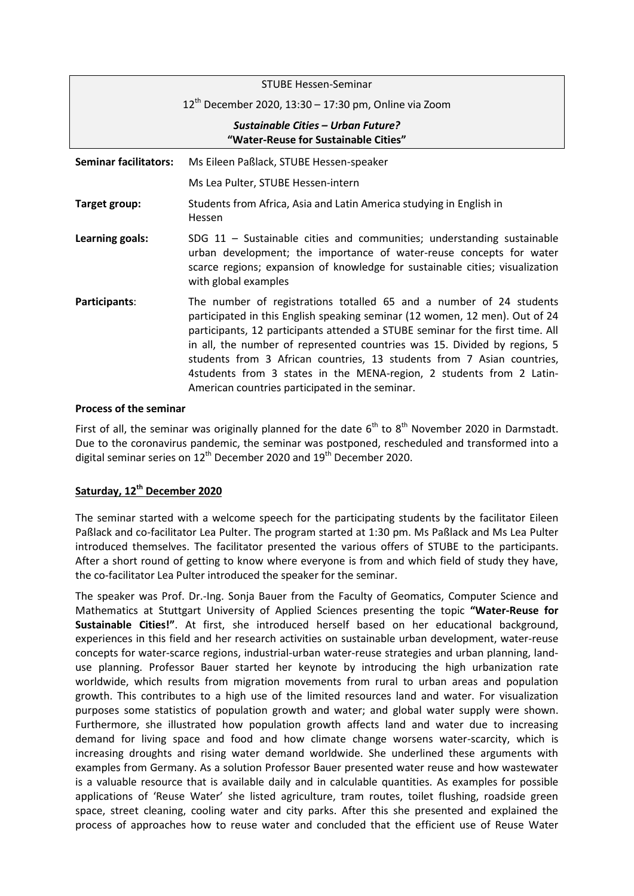STUBE Hessen-Seminar

12th December 2020, 13:30 – 17:30 pm, Online via Zoom

***Sustainable Cities – Urban Future?***
**"Water-Reuse for Sustainable Cities"**

| | |
|---|---|
| **Seminar facilitators:** | Ms Eileen Paßlack, STUBE Hessen-speaker<br>Ms Lea Pulter, STUBE Hessen-intern |
| **Target group:** | Students from Africa, Asia and Latin America studying in English in Hessen |
| **Learning goals:** | SDG 11 – Sustainable cities and communities; understanding sustainable urban development; the importance of water-reuse concepts for water scarce regions; expansion of knowledge for sustainable cities; visualization with global examples |
| **Participants**: | The number of registrations totalled 65 and a number of 24 students participated in this English speaking seminar (12 women, 12 men). Out of 24 participants, 12 participants attended a STUBE seminar for the first time. All in all, the number of represented countries was 15. Divided by regions, 5 students from 3 African countries, 13 students from 7 Asian countries, 4students from 3 states in the MENA-region, 2 students from 2 Latin-American countries participated in the seminar. |

**Process of the seminar**

First of all, the seminar was originally planned for the date 6th to 8th November 2020 in Darmstadt. Due to the coronavirus pandemic, the seminar was postponed, rescheduled and transformed into a digital seminar series on 12th December 2020 and 19th December 2020.

**<u>Saturday, 12th December 2020</u>**

The seminar started with a welcome speech for the participating students by the facilitator Eileen Paßlack and co-facilitator Lea Pulter. The program started at 1:30 pm. Ms Paßlack and Ms Lea Pulter introduced themselves. The facilitator presented the various offers of STUBE to the participants. After a short round of getting to know where everyone is from and which field of study they have, the co-facilitator Lea Pulter introduced the speaker for the seminar.

The speaker was Prof. Dr.-Ing. Sonja Bauer from the Faculty of Geomatics, Computer Science and Mathematics at Stuttgart University of Applied Sciences presenting the topic **"Water-Reuse for Sustainable Cities!"**. At first, she introduced herself based on her educational background, experiences in this field and her research activities on sustainable urban development, water-reuse concepts for water-scarce regions, industrial-urban water-reuse strategies and urban planning, land-use planning. Professor Bauer started her keynote by introducing the high urbanization rate worldwide, which results from migration movements from rural to urban areas and population growth. This contributes to a high use of the limited resources land and water. For visualization purposes some statistics of population growth and water; and global water supply were shown. Furthermore, she illustrated how population growth affects land and water due to increasing demand for living space and food and how climate change worsens water-scarcity, which is increasing droughts and rising water demand worldwide. She underlined these arguments with examples from Germany. As a solution Professor Bauer presented water reuse and how wastewater is a valuable resource that is available daily and in calculable quantities. As examples for possible applications of 'Reuse Water' she listed agriculture, tram routes, toilet flushing, roadside green space, street cleaning, cooling water and city parks. After this she presented and explained the process of approaches how to reuse water and concluded that the efficient use of Reuse Water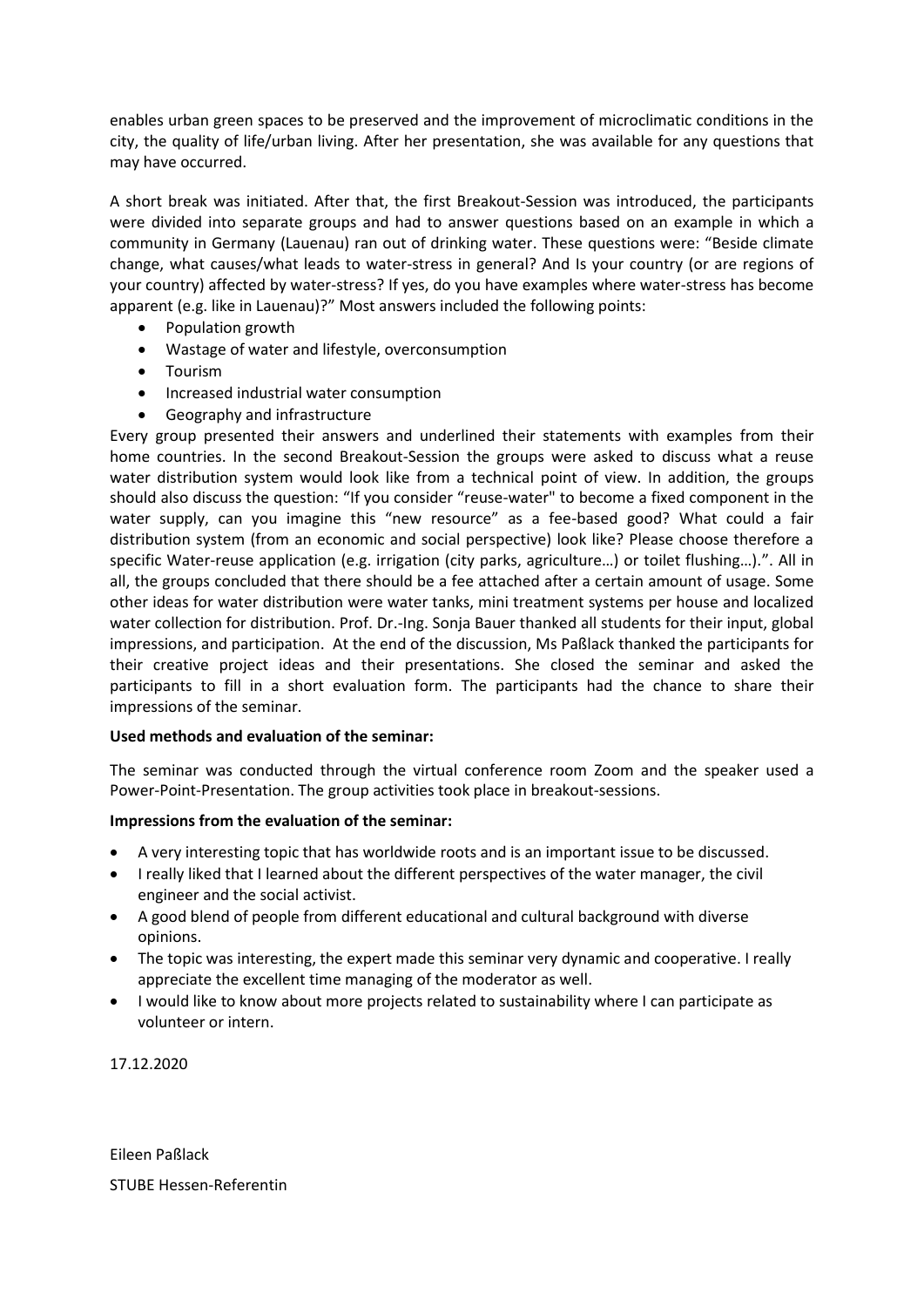enables urban green spaces to be preserved and the improvement of microclimatic conditions in the city, the quality of life/urban living. After her presentation, she was available for any questions that may have occurred.

A short break was initiated. After that, the first Breakout-Session was introduced, the participants were divided into separate groups and had to answer questions based on an example in which a community in Germany (Lauenau) ran out of drinking water. These questions were: "Beside climate change, what causes/what leads to water-stress in general? And Is your country (or are regions of your country) affected by water-stress? If yes, do you have examples where water-stress has become apparent (e.g. like in Lauenau)?" Most answers included the following points:

- Population growth
- Wastage of water and lifestyle, overconsumption
- Tourism
- Increased industrial water consumption
- Geography and infrastructure

Every group presented their answers and underlined their statements with examples from their home countries. In the second Breakout-Session the groups were asked to discuss what a reuse water distribution system would look like from a technical point of view. In addition, the groups should also discuss the question: "If you consider "reuse-water" to become a fixed component in the water supply, can you imagine this "new resource" as a fee-based good? What could a fair distribution system (from an economic and social perspective) look like? Please choose therefore a specific Water-reuse application (e.g. irrigation (city parks, agriculture…) or toilet flushing…).". All in all, the groups concluded that there should be a fee attached after a certain amount of usage. Some other ideas for water distribution were water tanks, mini treatment systems per house and localized water collection for distribution. Prof. Dr.-Ing. Sonja Bauer thanked all students for their input, global impressions, and participation. At the end of the discussion, Ms Paßlack thanked the participants for their creative project ideas and their presentations. She closed the seminar and asked the participants to fill in a short evaluation form. The participants had the chance to share their impressions of the seminar.

**Used methods and evaluation of the seminar:**

The seminar was conducted through the virtual conference room Zoom and the speaker used a Power-Point-Presentation. The group activities took place in breakout-sessions.

**Impressions from the evaluation of the seminar:**

- A very interesting topic that has worldwide roots and is an important issue to be discussed.
- I really liked that I learned about the different perspectives of the water manager, the civil engineer and the social activist.
- A good blend of people from different educational and cultural background with diverse opinions.
- The topic was interesting, the expert made this seminar very dynamic and cooperative. I really appreciate the excellent time managing of the moderator as well.
- I would like to know about more projects related to sustainability where I can participate as volunteer or intern.

17.12.2020

Eileen Paßlack

STUBE Hessen-Referentin